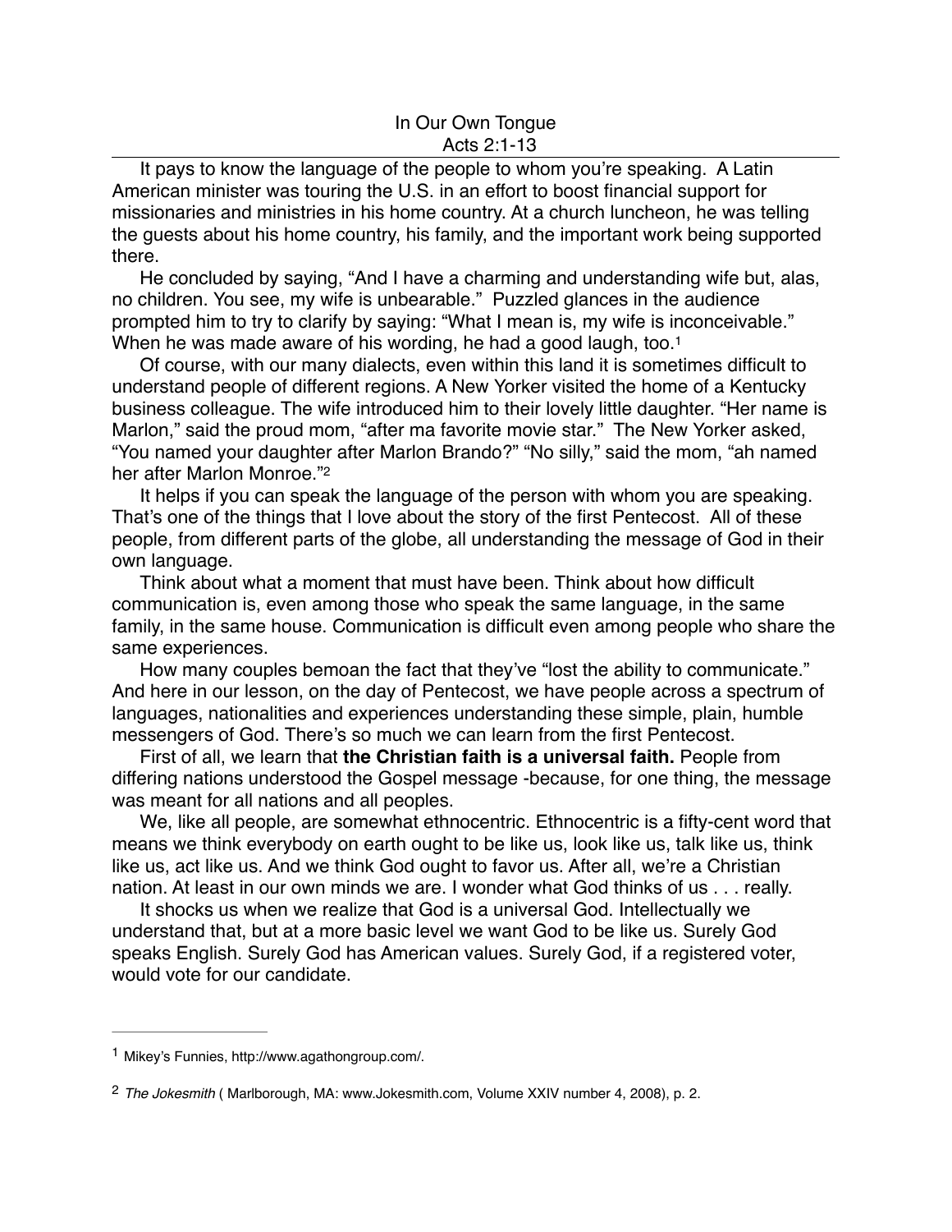# In Our Own Tongue

## Acts 2:1-13

It pays to know the language of the people to whom you're speaking. A Latin American minister was touring the U.S. in an effort to boost financial support for missionaries and ministries in his home country. At a church luncheon, he was telling the guests about his home country, his family, and the important work being supported there.

He concluded by saying, "And I have a charming and understanding wife but, alas, no children. You see, my wife is unbearable." Puzzled glances in the audience prompted him to try to clarify by saying: "What I mean is, my wife is inconceivable." When he was made aware of his wording, he had a good laugh, too.[1]

Of course, with our many dialects, even within this land it is sometimes difficult to understand people of different regions. A New Yorker visited the home of a Kentucky business colleague. The wife introduced him to their lovely little daughter. "Her name is Marlon," said the proud mom, "after ma favorite movie star." The New Yorker asked, "You named your daughter after Marlon Brando?" "No silly," said the mom, "ah named her after Marlon Monroe."[2]

It helps if you can speak the language of the person with whom you are speaking. That's one of the things that I love about the story of the first Pentecost. All of these people, from different parts of the globe, all understanding the message of God in their own language.

Think about what a moment that must have been. Think about how difficult communication is, even among those who speak the same language, in the same family, in the same house. Communication is difficult even among people who share the same experiences.

How many couples bemoan the fact that they've "lost the ability to communicate." And here in our lesson, on the day of Pentecost, we have people across a spectrum of languages, nationalities and experiences understanding these simple, plain, humble messengers of God. There's so much we can learn from the first Pentecost.

First of all, we learn that **the Christian faith is a universal faith.** People from differing nations understood the Gospel message -because, for one thing, the message was meant for all nations and all peoples.

We, like all people, are somewhat ethnocentric. Ethnocentric is a fifty-cent word that means we think everybody on earth ought to be like us, look like us, talk like us, think like us, act like us. And we think God ought to favor us. After all, we're a Christian nation. At least in our own minds we are. I wonder what God thinks of us . . . really.

It shocks us when we realize that God is a universal God. Intellectually we understand that, but at a more basic level we want God to be like us. Surely God speaks English. Surely God has American values. Surely God, if a registered voter, would vote for our candidate.

---

[1] Mikey's Funnies, http://www.agathongroup.com/.

[2] *The Jokesmith* ( Marlborough, MA: www.Jokesmith.com, Volume XXIV number 4, 2008), p. 2.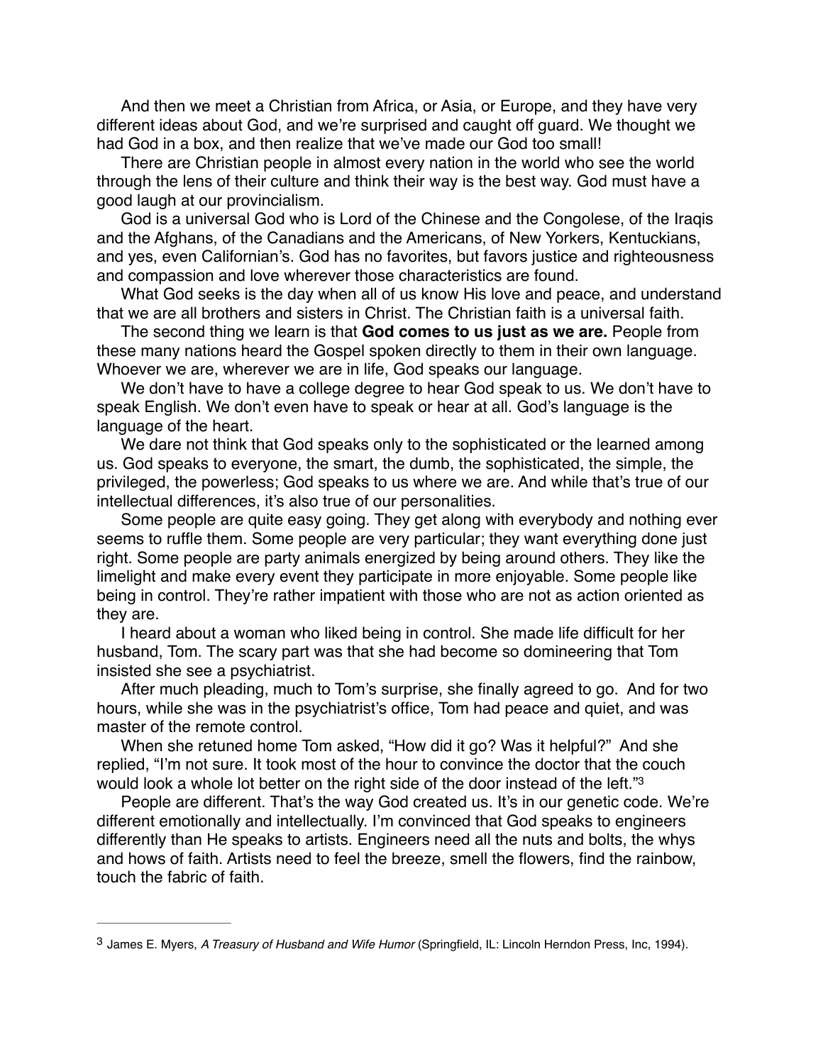And then we meet a Christian from Africa, or Asia, or Europe, and they have very different ideas about God, and we're surprised and caught off guard. We thought we had God in a box, and then realize that we've made our God too small!

There are Christian people in almost every nation in the world who see the world through the lens of their culture and think their way is the best way. God must have a good laugh at our provincialism.

God is a universal God who is Lord of the Chinese and the Congolese, of the Iraqis and the Afghans, of the Canadians and the Americans, of New Yorkers, Kentuckians, and yes, even Californian's. God has no favorites, but favors justice and righteousness and compassion and love wherever those characteristics are found.

What God seeks is the day when all of us know His love and peace, and understand that we are all brothers and sisters in Christ. The Christian faith is a universal faith.

The second thing we learn is that **God comes to us just as we are.** People from these many nations heard the Gospel spoken directly to them in their own language. Whoever we are, wherever we are in life, God speaks our language.

We don't have to have a college degree to hear God speak to us. We don't have to speak English. We don't even have to speak or hear at all. God's language is the language of the heart.

We dare not think that God speaks only to the sophisticated or the learned among us. God speaks to everyone, the smart, the dumb, the sophisticated, the simple, the privileged, the powerless; God speaks to us where we are. And while that's true of our intellectual differences, it's also true of our personalities.

Some people are quite easy going. They get along with everybody and nothing ever seems to ruffle them. Some people are very particular; they want everything done just right. Some people are party animals energized by being around others. They like the limelight and make every event they participate in more enjoyable. Some people like being in control. They're rather impatient with those who are not as action oriented as they are.

I heard about a woman who liked being in control. She made life difficult for her husband, Tom. The scary part was that she had become so domineering that Tom insisted she see a psychiatrist.

After much pleading, much to Tom's surprise, she finally agreed to go. And for two hours, while she was in the psychiatrist's office, Tom had peace and quiet, and was master of the remote control.

When she retuned home Tom asked, "How did it go? Was it helpful?" And she replied, "I'm not sure. It took most of the hour to convince the doctor that the couch would look a whole lot better on the right side of the door instead of the left."[3]

People are different. That's the way God created us. It's in our genetic code. We're different emotionally and intellectually. I'm convinced that God speaks to engineers differently than He speaks to artists. Engineers need all the nuts and bolts, the whys and hows of faith. Artists need to feel the breeze, smell the flowers, find the rainbow, touch the fabric of faith.

---

[3] James E. Myers, *A Treasury of Husband and Wife Humor* (Springfield, IL: Lincoln Herndon Press, Inc, 1994).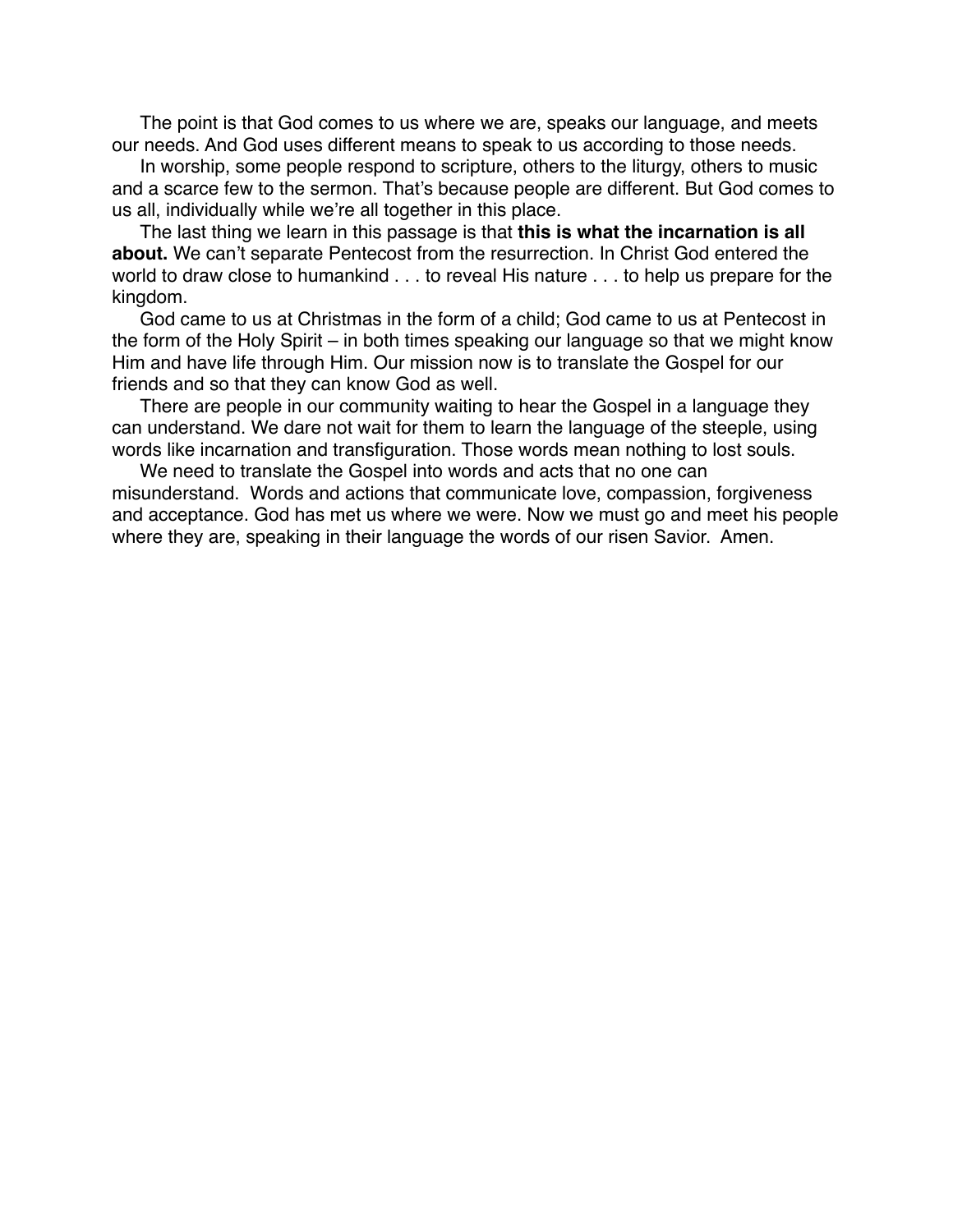The point is that God comes to us where we are, speaks our language, and meets our needs. And God uses different means to speak to us according to those needs.

In worship, some people respond to scripture, others to the liturgy, others to music and a scarce few to the sermon. That's because people are different. But God comes to us all, individually while we're all together in this place.

The last thing we learn in this passage is that **this is what the incarnation is all about.** We can't separate Pentecost from the resurrection. In Christ God entered the world to draw close to humankind . . . to reveal His nature . . . to help us prepare for the kingdom.

God came to us at Christmas in the form of a child; God came to us at Pentecost in the form of the Holy Spirit – in both times speaking our language so that we might know Him and have life through Him. Our mission now is to translate the Gospel for our friends and so that they can know God as well.

There are people in our community waiting to hear the Gospel in a language they can understand. We dare not wait for them to learn the language of the steeple, using words like incarnation and transfiguration. Those words mean nothing to lost souls.

We need to translate the Gospel into words and acts that no one can misunderstand. Words and actions that communicate love, compassion, forgiveness and acceptance. God has met us where we were. Now we must go and meet his people where they are, speaking in their language the words of our risen Savior. Amen.